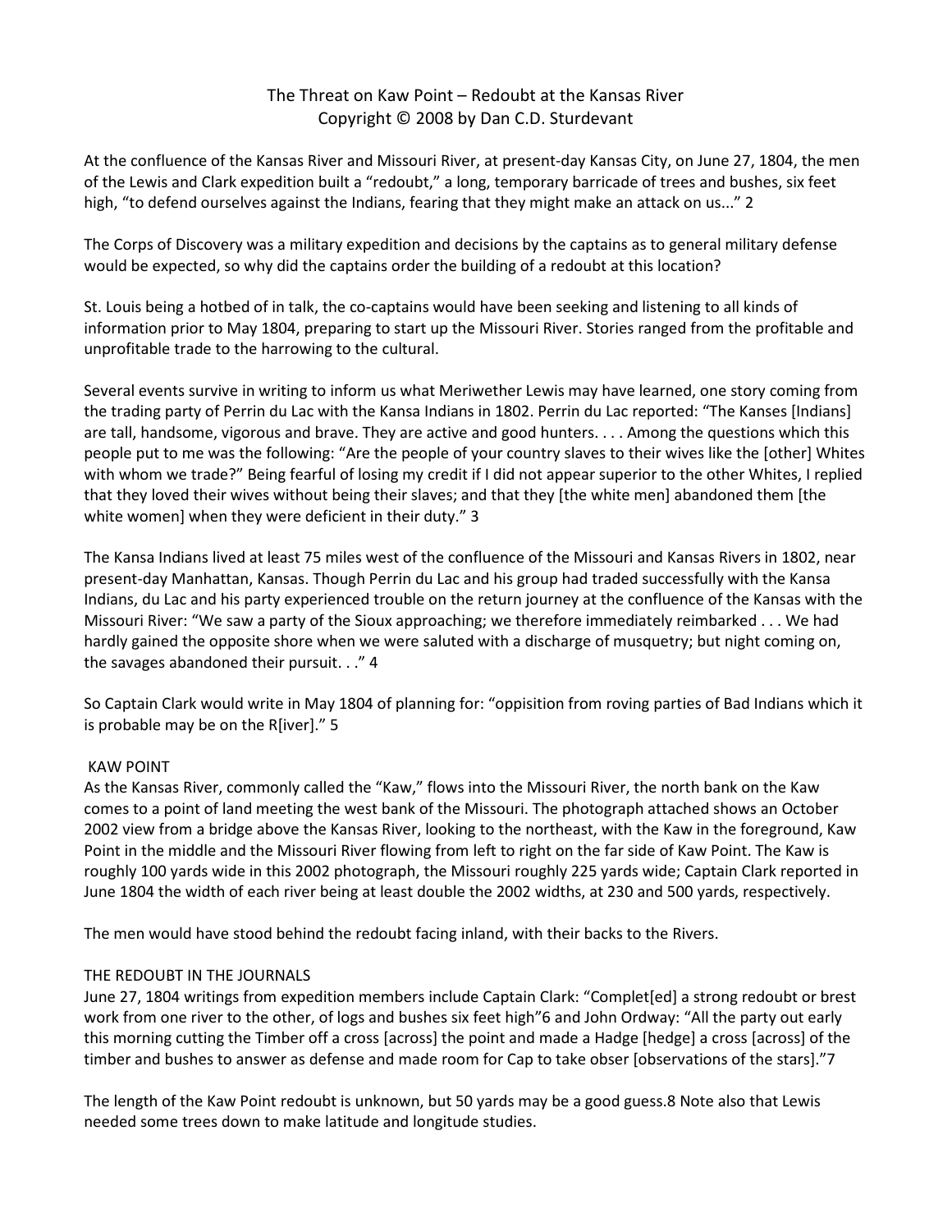# The Threat on Kaw Point – Redoubt at the Kansas River

Copyright © 2008 by Dan C.D. Sturdevant

At the confluence of the Kansas River and Missouri River, at present-day Kansas City, on June 27, 1804, the men of the Lewis and Clark expedition built a "redoubt," a long, temporary barricade of trees and bushes, six feet high, "to defend ourselves against the Indians, fearing that they might make an attack on us..." 2

The Corps of Discovery was a military expedition and decisions by the captains as to general military defense would be expected, so why did the captains order the building of a redoubt at this location?

St. Louis being a hotbed of in talk, the co-captains would have been seeking and listening to all kinds of information prior to May 1804, preparing to start up the Missouri River. Stories ranged from the profitable and unprofitable trade to the harrowing to the cultural.

Several events survive in writing to inform us what Meriwether Lewis may have learned, one story coming from the trading party of Perrin du Lac with the Kansa Indians in 1802. Perrin du Lac reported: "The Kanses [Indians] are tall, handsome, vigorous and brave. They are active and good hunters. . . . Among the questions which this people put to me was the following: "Are the people of your country slaves to their wives like the [other] Whites with whom we trade?" Being fearful of losing my credit if I did not appear superior to the other Whites, I replied that they loved their wives without being their slaves; and that they [the white men] abandoned them [the white women] when they were deficient in their duty." 3

The Kansa Indians lived at least 75 miles west of the confluence of the Missouri and Kansas Rivers in 1802, near present-day Manhattan, Kansas. Though Perrin du Lac and his group had traded successfully with the Kansa Indians, du Lac and his party experienced trouble on the return journey at the confluence of the Kansas with the Missouri River: "We saw a party of the Sioux approaching; we therefore immediately reimbarked . . . We had hardly gained the opposite shore when we were saluted with a discharge of musquetry; but night coming on, the savages abandoned their pursuit. . ." 4

So Captain Clark would write in May 1804 of planning for: "oppisition from roving parties of Bad Indians which it is probable may be on the R[iver]." 5

## KAW POINT

As the Kansas River, commonly called the "Kaw," flows into the Missouri River, the north bank on the Kaw comes to a point of land meeting the west bank of the Missouri. The photograph attached shows an October 2002 view from a bridge above the Kansas River, looking to the northeast, with the Kaw in the foreground, Kaw Point in the middle and the Missouri River flowing from left to right on the far side of Kaw Point. The Kaw is roughly 100 yards wide in this 2002 photograph, the Missouri roughly 225 yards wide; Captain Clark reported in June 1804 the width of each river being at least double the 2002 widths, at 230 and 500 yards, respectively.

The men would have stood behind the redoubt facing inland, with their backs to the Rivers.

## THE REDOUBT IN THE JOURNALS

June 27, 1804 writings from expedition members include Captain Clark: "Complet[ed] a strong redoubt or brest work from one river to the other, of logs and bushes six feet high"6 and John Ordway: "All the party out early this morning cutting the Timber off a cross [across] the point and made a Hadge [hedge] a cross [across] of the timber and bushes to answer as defense and made room for Cap to take obser [observations of the stars]."7

The length of the Kaw Point redoubt is unknown, but 50 yards may be a good guess.8 Note also that Lewis needed some trees down to make latitude and longitude studies.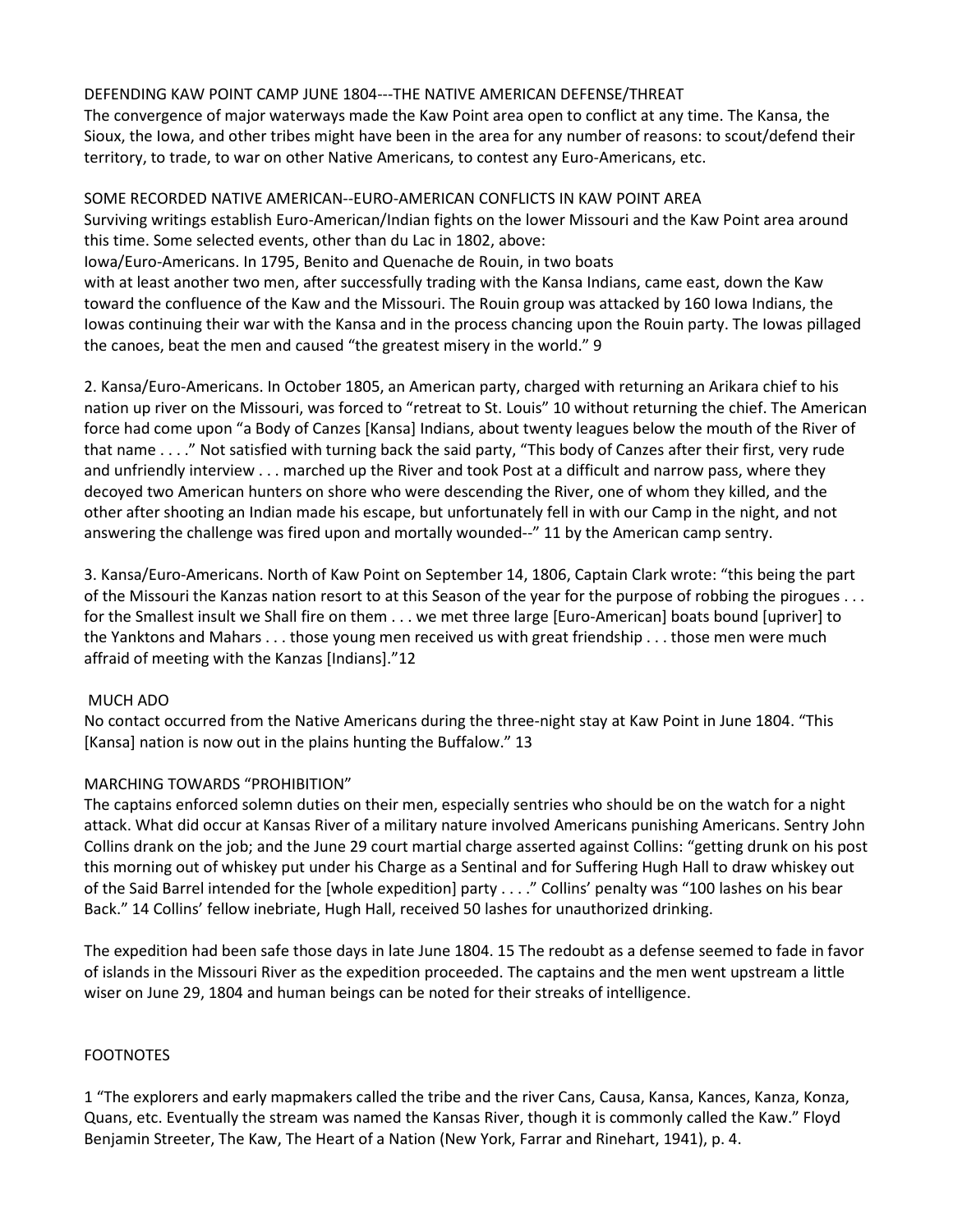## DEFENDING KAW POINT CAMP JUNE 1804---THE NATIVE AMERICAN DEFENSE/THREAT

The convergence of major waterways made the Kaw Point area open to conflict at any time. The Kansa, the Sioux, the Iowa, and other tribes might have been in the area for any number of reasons: to scout/defend their territory, to trade, to war on other Native Americans, to contest any Euro-Americans, etc.

## SOME RECORDED NATIVE AMERICAN--EURO-AMERICAN CONFLICTS IN KAW POINT AREA

Surviving writings establish Euro-American/Indian fights on the lower Missouri and the Kaw Point area around this time. Some selected events, other than du Lac in 1802, above:

Iowa/Euro-Americans. In 1795, Benito and Quenache de Rouin, in two boats with at least another two men, after successfully trading with the Kansa Indians, came east, down the Kaw toward the confluence of the Kaw and the Missouri. The Rouin group was attacked by 160 Iowa Indians, the Iowas continuing their war with the Kansa and in the process chancing upon the Rouin party. The Iowas pillaged the canoes, beat the men and caused "the greatest misery in the world." 9

2. Kansa/Euro-Americans. In October 1805, an American party, charged with returning an Arikara chief to his nation up river on the Missouri, was forced to "retreat to St. Louis" 10 without returning the chief. The American force had come upon "a Body of Canzes [Kansa] Indians, about twenty leagues below the mouth of the River of that name . . . ." Not satisfied with turning back the said party, "This body of Canzes after their first, very rude and unfriendly interview . . . marched up the River and took Post at a difficult and narrow pass, where they decoyed two American hunters on shore who were descending the River, one of whom they killed, and the other after shooting an Indian made his escape, but unfortunately fell in with our Camp in the night, and not answering the challenge was fired upon and mortally wounded--" 11 by the American camp sentry.

3. Kansa/Euro-Americans. North of Kaw Point on September 14, 1806, Captain Clark wrote: "this being the part of the Missouri the Kanzas nation resort to at this Season of the year for the purpose of robbing the pirogues . . . for the Smallest insult we Shall fire on them . . . we met three large [Euro-American] boats bound [upriver] to the Yanktons and Mahars . . . those young men received us with great friendship . . . those men were much affraid of meeting with the Kanzas [Indians]."12

## MUCH ADO

No contact occurred from the Native Americans during the three-night stay at Kaw Point in June 1804. "This [Kansa] nation is now out in the plains hunting the Buffalow." 13

## MARCHING TOWARDS "PROHIBITION"

The captains enforced solemn duties on their men, especially sentries who should be on the watch for a night attack. What did occur at Kansas River of a military nature involved Americans punishing Americans. Sentry John Collins drank on the job; and the June 29 court martial charge asserted against Collins: "getting drunk on his post this morning out of whiskey put under his Charge as a Sentinal and for Suffering Hugh Hall to draw whiskey out of the Said Barrel intended for the [whole expedition] party . . . ." Collins' penalty was "100 lashes on his bear Back." 14 Collins' fellow inebriate, Hugh Hall, received 50 lashes for unauthorized drinking.

The expedition had been safe those days in late June 1804. 15 The redoubt as a defense seemed to fade in favor of islands in the Missouri River as the expedition proceeded. The captains and the men went upstream a little wiser on June 29, 1804 and human beings can be noted for their streaks of intelligence.

## FOOTNOTES

1 "The explorers and early mapmakers called the tribe and the river Cans, Causa, Kansa, Kances, Kanza, Konza, Quans, etc. Eventually the stream was named the Kansas River, though it is commonly called the Kaw." Floyd Benjamin Streeter, The Kaw, The Heart of a Nation (New York, Farrar and Rinehart, 1941), p. 4.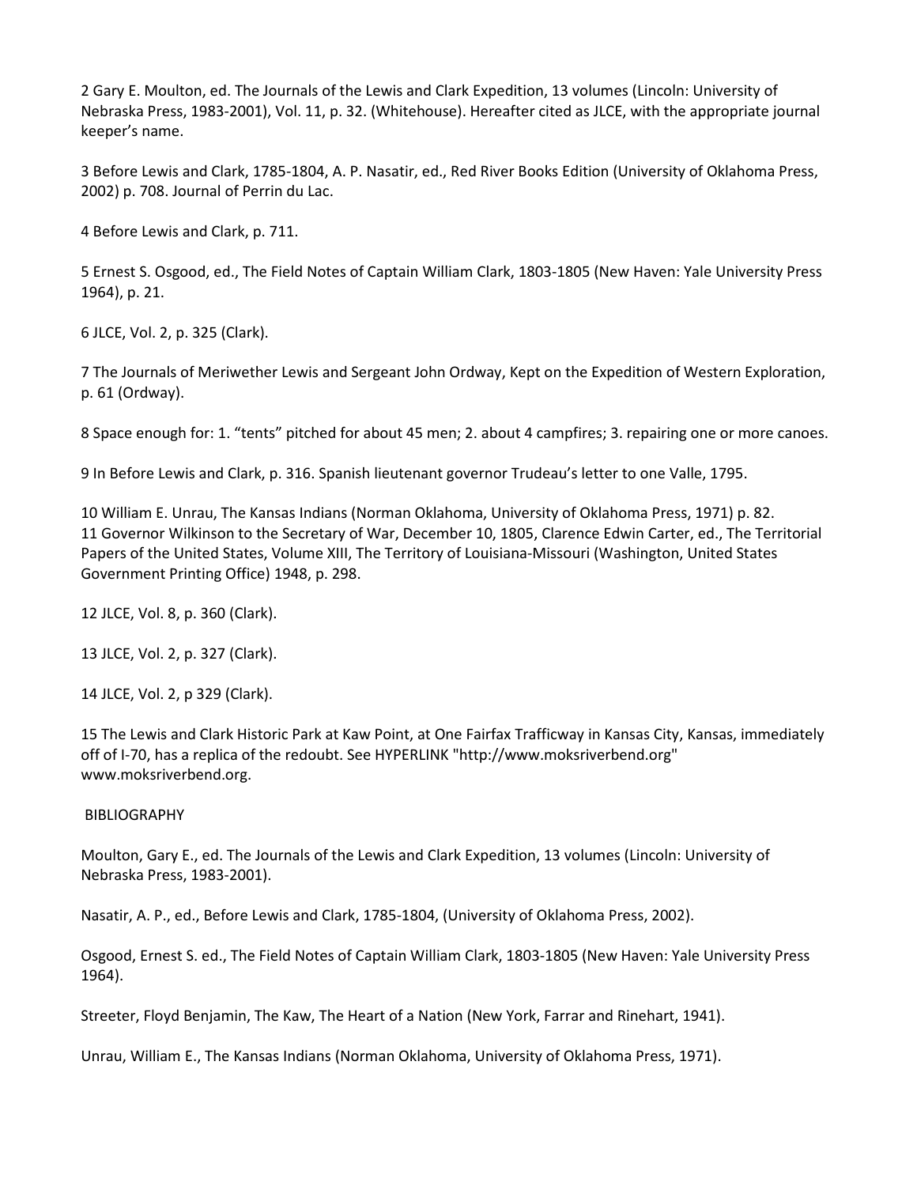2 Gary E. Moulton, ed. The Journals of the Lewis and Clark Expedition, 13 volumes (Lincoln: University of Nebraska Press, 1983-2001), Vol. 11, p. 32. (Whitehouse). Hereafter cited as JLCE, with the appropriate journal keeper's name.

3 Before Lewis and Clark, 1785-1804, A. P. Nasatir, ed., Red River Books Edition (University of Oklahoma Press, 2002) p. 708. Journal of Perrin du Lac.

4 Before Lewis and Clark, p. 711.

5 Ernest S. Osgood, ed., The Field Notes of Captain William Clark, 1803-1805 (New Haven: Yale University Press 1964), p. 21.

6 JLCE, Vol. 2, p. 325 (Clark).

7 The Journals of Meriwether Lewis and Sergeant John Ordway, Kept on the Expedition of Western Exploration, p. 61 (Ordway).

8 Space enough for: 1. "tents" pitched for about 45 men; 2. about 4 campfires; 3. repairing one or more canoes.

9 In Before Lewis and Clark, p. 316. Spanish lieutenant governor Trudeau's letter to one Valle, 1795.

10 William E. Unrau, The Kansas Indians (Norman Oklahoma, University of Oklahoma Press, 1971) p. 82.
11 Governor Wilkinson to the Secretary of War, December 10, 1805, Clarence Edwin Carter, ed., The Territorial Papers of the United States, Volume XIII, The Territory of Louisiana-Missouri (Washington, United States Government Printing Office) 1948, p. 298.

12 JLCE, Vol. 8, p. 360 (Clark).

13 JLCE, Vol. 2, p. 327 (Clark).

14 JLCE, Vol. 2, p 329 (Clark).

15 The Lewis and Clark Historic Park at Kaw Point, at One Fairfax Trafficway in Kansas City, Kansas, immediately off of I-70, has a replica of the redoubt. See HYPERLINK "http://www.moksriverbend.org" www.moksriverbend.org.

## BIBLIOGRAPHY

Moulton, Gary E., ed. The Journals of the Lewis and Clark Expedition, 13 volumes (Lincoln: University of Nebraska Press, 1983-2001).

Nasatir, A. P., ed., Before Lewis and Clark, 1785-1804, (University of Oklahoma Press, 2002).

Osgood, Ernest S. ed., The Field Notes of Captain William Clark, 1803-1805 (New Haven: Yale University Press 1964).

Streeter, Floyd Benjamin, The Kaw, The Heart of a Nation (New York, Farrar and Rinehart, 1941).

Unrau, William E., The Kansas Indians (Norman Oklahoma, University of Oklahoma Press, 1971).